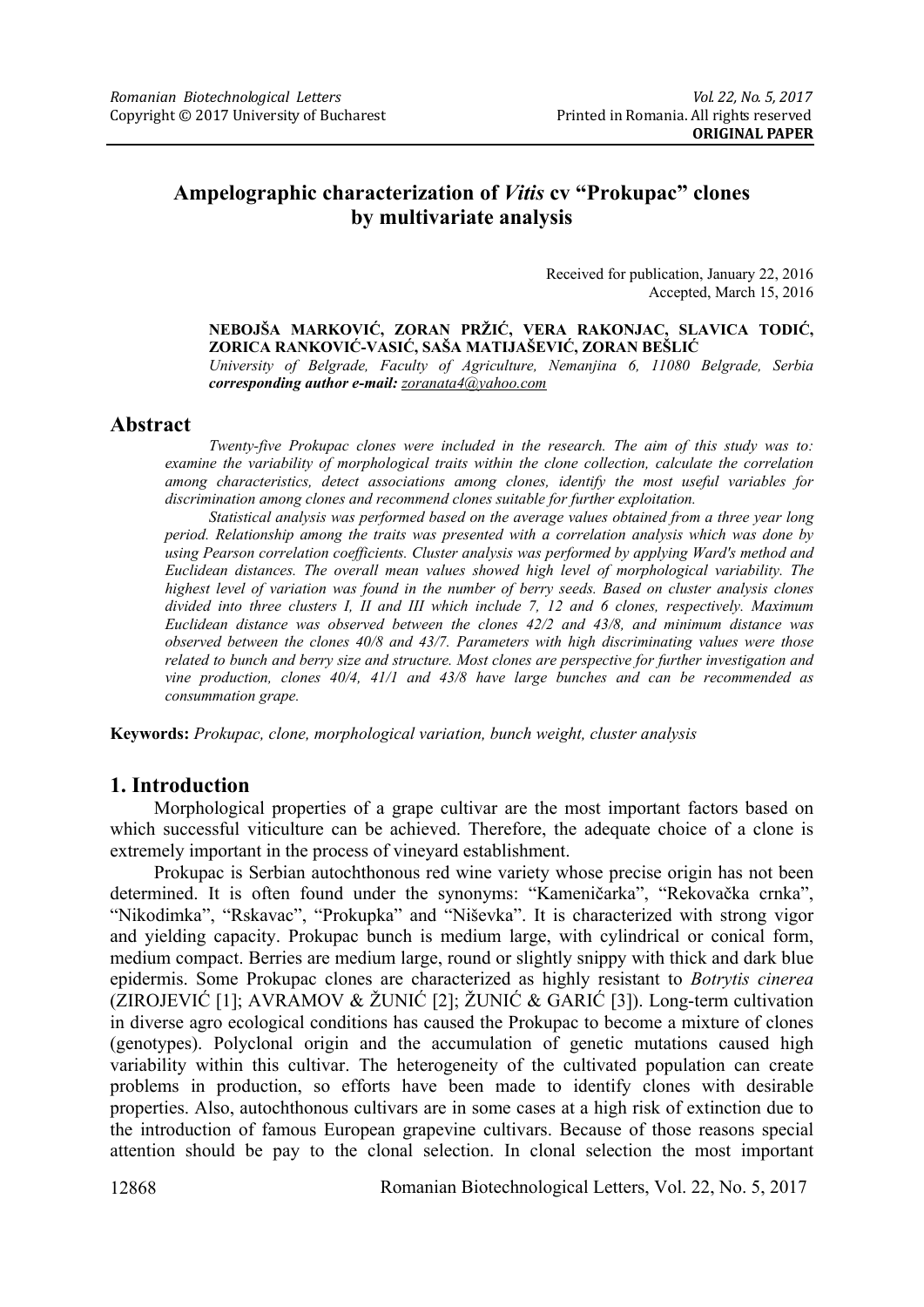**ORIGINAL PAPER**

# Ampelographic characterization of *Vitis* cv "Prokupac" clones by multivariate analysis

Received for publication, January 22, 2016
Accepted, March 15, 2016

**NEBOJŠA MARKOVIĆ, ZORAN PRŽIĆ, VERA RAKONJAC, SLAVICA TODIĆ, ZORICA RANKOVIĆ-VASIĆ, SAŠA MATIJAŠEVIĆ, ZORAN BEŠLIĆ**

*University of Belgrade, Faculty of Agriculture, Nemanjina 6, 11080 Belgrade, Serbia*
***corresponding author e-mail:*** *zoranata4@yahoo.com*

## Abstract

*Twenty-five Prokupac clones were included in the research. The aim of this study was to: examine the variability of morphological traits within the clone collection, calculate the correlation among characteristics, detect associations among clones, identify the most useful variables for discrimination among clones and recommend clones suitable for further exploitation.*

*Statistical analysis was performed based on the average values obtained from a three year long period. Relationship among the traits was presented with a correlation analysis which was done by using Pearson correlation coefficients. Cluster analysis was performed by applying Ward's method and Euclidean distances. The overall mean values showed high level of morphological variability. The highest level of variation was found in the number of berry seeds. Based on cluster analysis clones divided into three clusters I, II and III which include 7, 12 and 6 clones, respectively. Maximum Euclidean distance was observed between the clones 42/2 and 43/8, and minimum distance was observed between the clones 40/8 and 43/7. Parameters with high discriminating values were those related to bunch and berry size and structure. Most clones are perspective for further investigation and vine production, clones 40/4, 41/1 and 43/8 have large bunches and can be recommended as consummation grape.*

**Keywords:** *Prokupac, clone, morphological variation, bunch weight, cluster analysis*

## 1. Introduction

Morphological properties of a grape cultivar are the most important factors based on which successful viticulture can be achieved. Therefore, the adequate choice of a clone is extremely important in the process of vineyard establishment.

Prokupac is Serbian autochthonous red wine variety whose precise origin has not been determined. It is often found under the synonyms: "Kameničarka", "Rekovačka crnka", "Nikodimka", "Rskavac", "Prokupka" and "Niševka". It is characterized with strong vigor and yielding capacity. Prokupac bunch is medium large, with cylindrical or conical form, medium compact. Berries are medium large, round or slightly snippy with thick and dark blue epidermis. Some Prokupac clones are characterized as highly resistant to *Botrytis cinerea* (ZIROJEVIĆ [1]; AVRAMOV & ŽUNIĆ [2]; ŽUNIĆ & GARIĆ [3]). Long-term cultivation in diverse agro ecological conditions has caused the Prokupac to become a mixture of clones (genotypes). Polyclonal origin and the accumulation of genetic mutations caused high variability within this cultivar. The heterogeneity of the cultivated population can create problems in production, so efforts have been made to identify clones with desirable properties. Also, autochthonous cultivars are in some cases at a high risk of extinction due to the introduction of famous European grapevine cultivars. Because of those reasons special attention should be pay to the clonal selection. In clonal selection the most important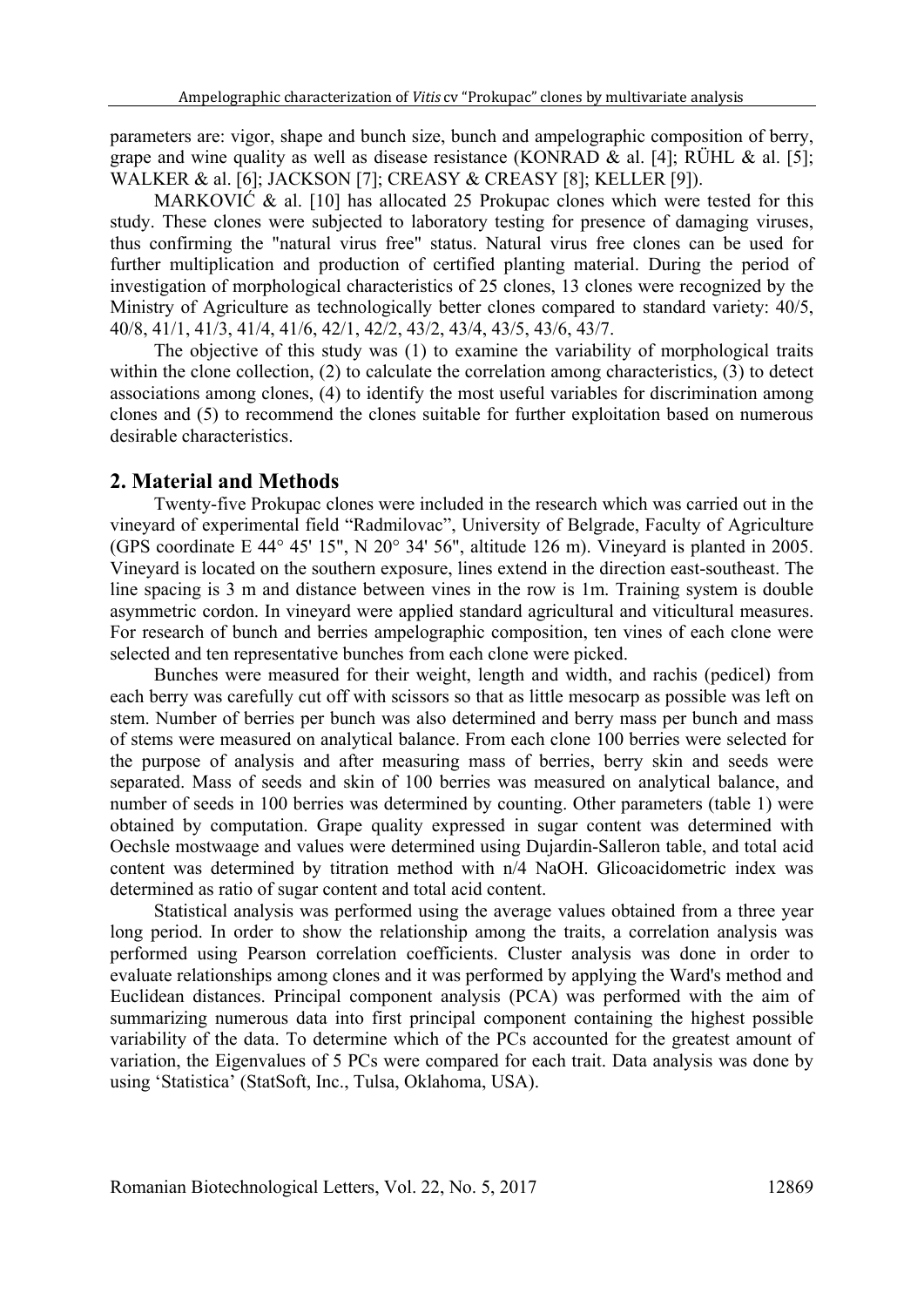parameters are: vigor, shape and bunch size, bunch and ampelographic composition of berry, grape and wine quality as well as disease resistance (KONRAD & al. [4]; RÜHL & al. [5]; WALKER & al. [6]; JACKSON [7]; CREASY & CREASY [8]; KELLER [9]).

MARKOVIĆ & al. [10] has allocated 25 Prokupac clones which were tested for this study. These clones were subjected to laboratory testing for presence of damaging viruses, thus confirming the "natural virus free" status. Natural virus free clones can be used for further multiplication and production of certified planting material. During the period of investigation of morphological characteristics of 25 clones, 13 clones were recognized by the Ministry of Agriculture as technologically better clones compared to standard variety: 40/5, 40/8, 41/1, 41/3, 41/4, 41/6, 42/1, 42/2, 43/2, 43/4, 43/5, 43/6, 43/7.

The objective of this study was (1) to examine the variability of morphological traits within the clone collection, (2) to calculate the correlation among characteristics, (3) to detect associations among clones, (4) to identify the most useful variables for discrimination among clones and (5) to recommend the clones suitable for further exploitation based on numerous desirable characteristics.

## 2. Material and Methods

Twenty-five Prokupac clones were included in the research which was carried out in the vineyard of experimental field "Radmilovac", University of Belgrade, Faculty of Agriculture (GPS coordinate E 44° 45' 15", N 20° 34' 56", altitude 126 m). Vineyard is planted in 2005. Vineyard is located on the southern exposure, lines extend in the direction east-southeast. The line spacing is 3 m and distance between vines in the row is 1m. Training system is double asymmetric cordon. In vineyard were applied standard agricultural and viticultural measures. For research of bunch and berries ampelographic composition, ten vines of each clone were selected and ten representative bunches from each clone were picked.

Bunches were measured for their weight, length and width, and rachis (pedicel) from each berry was carefully cut off with scissors so that as little mesocarp as possible was left on stem. Number of berries per bunch was also determined and berry mass per bunch and mass of stems were measured on analytical balance. From each clone 100 berries were selected for the purpose of analysis and after measuring mass of berries, berry skin and seeds were separated. Mass of seeds and skin of 100 berries was measured on analytical balance, and number of seeds in 100 berries was determined by counting. Other parameters (table 1) were obtained by computation. Grape quality expressed in sugar content was determined with Oechsle mostwaage and values were determined using Dujardin-Salleron table, and total acid content was determined by titration method with n/4 NaOH. Glicoacidometric index was determined as ratio of sugar content and total acid content.

Statistical analysis was performed using the average values obtained from a three year long period. In order to show the relationship among the traits, a correlation analysis was performed using Pearson correlation coefficients. Cluster analysis was done in order to evaluate relationships among clones and it was performed by applying the Ward's method and Euclidean distances. Principal component analysis (PCA) was performed with the aim of summarizing numerous data into first principal component containing the highest possible variability of the data. To determine which of the PCs accounted for the greatest amount of variation, the Eigenvalues of 5 PCs were compared for each trait. Data analysis was done by using 'Statistica' (StatSoft, Inc., Tulsa, Oklahoma, USA).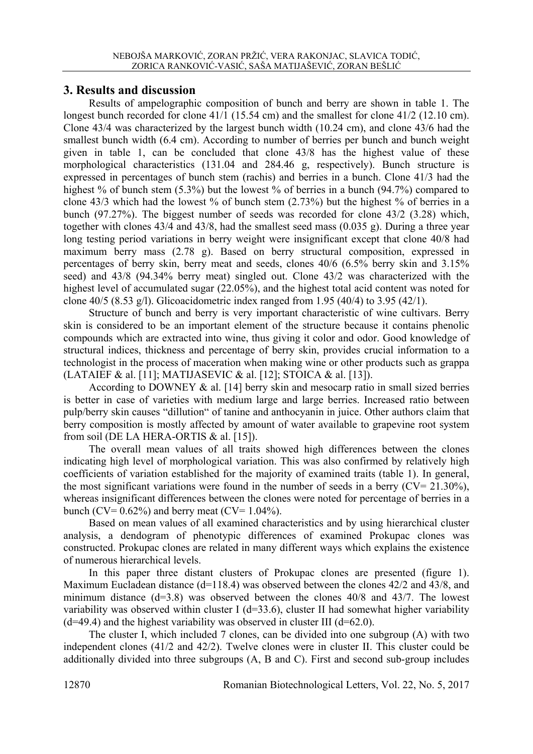## 3. Results and discussion

Results of ampelographic composition of bunch and berry are shown in table 1. The longest bunch recorded for clone 41/1 (15.54 cm) and the smallest for clone 41/2 (12.10 cm). Clone 43/4 was characterized by the largest bunch width (10.24 cm), and clone 43/6 had the smallest bunch width (6.4 cm). According to number of berries per bunch and bunch weight given in table 1, can be concluded that clone 43/8 has the highest value of these morphological characteristics (131.04 and 284.46 g, respectively). Bunch structure is expressed in percentages of bunch stem (rachis) and berries in a bunch. Clone 41/3 had the highest % of bunch stem (5.3%) but the lowest % of berries in a bunch (94.7%) compared to clone 43/3 which had the lowest % of bunch stem (2.73%) but the highest % of berries in a bunch (97.27%). The biggest number of seeds was recorded for clone 43/2 (3.28) which, together with clones 43/4 and 43/8, had the smallest seed mass (0.035 g). During a three year long testing period variations in berry weight were insignificant except that clone 40/8 had maximum berry mass (2.78 g). Based on berry structural composition, expressed in percentages of berry skin, berry meat and seeds, clones 40/6 (6.5% berry skin and 3.15% seed) and 43/8 (94.34% berry meat) singled out. Clone 43/2 was characterized with the highest level of accumulated sugar (22.05%), and the highest total acid content was noted for clone 40/5 (8.53 g/l). Glicoacidometric index ranged from 1.95 (40/4) to 3.95 (42/1).

Structure of bunch and berry is very important characteristic of wine cultivars. Berry skin is considered to be an important element of the structure because it contains phenolic compounds which are extracted into wine, thus giving it color and odor. Good knowledge of structural indices, thickness and percentage of berry skin, provides crucial information to a technologist in the process of maceration when making wine or other products such as grappa (LATAIEF & al. [11]; MATIJASEVIC & al. [12]; STOICA & al. [13]).

According to DOWNEY & al. [14] berry skin and mesocarp ratio in small sized berries is better in case of varieties with medium large and large berries. Increased ratio between pulp/berry skin causes "dillution" of tanine and anthocyanin in juice. Other authors claim that berry composition is mostly affected by amount of water available to grapevine root system from soil (DE LA HERA-ORTIS & al. [15]).

The overall mean values of all traits showed high differences between the clones indicating high level of morphological variation. This was also confirmed by relatively high coefficients of variation established for the majority of examined traits (table 1). In general, the most significant variations were found in the number of seeds in a berry (CV= 21.30%), whereas insignificant differences between the clones were noted for percentage of berries in a bunch (CV= 0.62%) and berry meat (CV= 1.04%).

Based on mean values of all examined characteristics and by using hierarchical cluster analysis, a dendogram of phenotypic differences of examined Prokupac clones was constructed. Prokupac clones are related in many different ways which explains the existence of numerous hierarchical levels.

In this paper three distant clusters of Prokupac clones are presented (figure 1). Maximum Eucladean distance (d=118.4) was observed between the clones 42/2 and 43/8, and minimum distance (d=3.8) was observed between the clones 40/8 and 43/7. The lowest variability was observed within cluster I (d=33.6), cluster II had somewhat higher variability (d=49.4) and the highest variability was observed in cluster III (d=62.0).

The cluster I, which included 7 clones, can be divided into one subgroup (A) with two independent clones (41/2 and 42/2). Twelve clones were in cluster II. This cluster could be additionally divided into three subgroups (A, B and C). First and second sub-group includes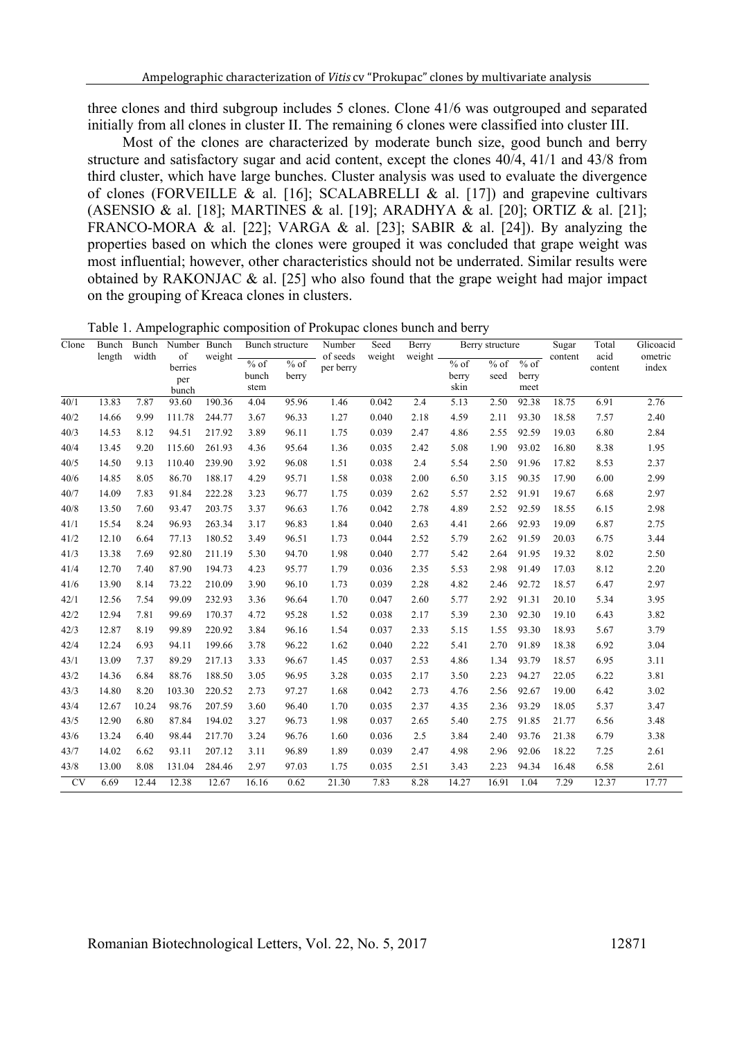three clones and third subgroup includes 5 clones. Clone 41/6 was outgrouped and separated initially from all clones in cluster II. The remaining 6 clones were classified into cluster III.

Most of the clones are characterized by moderate bunch size, good bunch and berry structure and satisfactory sugar and acid content, except the clones 40/4, 41/1 and 43/8 from third cluster, which have large bunches. Cluster analysis was used to evaluate the divergence of clones (FORVEILLE & al. [16]; SCALABRELLI & al. [17]) and grapevine cultivars (ASENSIO & al. [18]; MARTINES & al. [19]; ARADHYA & al. [20]; ORTIZ & al. [21]; FRANCO-MORA & al. [22]; VARGA & al. [23]; SABIR & al. [24]). By analyzing the properties based on which the clones were grouped it was concluded that grape weight was most influential; however, other characteristics should not be underrated. Similar results were obtained by RAKONJAC & al. [25] who also found that the grape weight had major impact on the grouping of Kreaca clones in clusters.

Table 1. Ampelographic composition of Prokupac clones bunch and berry

| Clone | Bunch length | Bunch width | Number of berries per bunch | Bunch weight | Bunch structure | | Number of seeds per berry | Seed weight | Berry weight | Berry structure | | | Sugar content | Total acid content | Glicoacidometric index |
|---|---|---|---|---|---|---|---|---|---|---|---|---|---|---|---|
| | | | | | % of bunch stem | % of berry | | | | % of berry skin | % of seed | % of berry meet | | | |
| 40/1 | 13.83 | 7.87 | 93.60 | 190.36 | 4.04 | 95.96 | 1.46 | 0.042 | 2.4 | 5.13 | 2.50 | 92.38 | 18.75 | 6.91 | 2.76 |
| 40/2 | 14.66 | 9.99 | 111.78 | 244.77 | 3.67 | 96.33 | 1.27 | 0.040 | 2.18 | 4.59 | 2.11 | 93.30 | 18.58 | 7.57 | 2.40 |
| 40/3 | 14.53 | 8.12 | 94.51 | 217.92 | 3.89 | 96.11 | 1.75 | 0.039 | 2.47 | 4.86 | 2.55 | 92.59 | 19.03 | 6.80 | 2.84 |
| 40/4 | 13.45 | 9.20 | 115.60 | 261.93 | 4.36 | 95.64 | 1.36 | 0.035 | 2.42 | 5.08 | 1.90 | 93.02 | 16.80 | 8.38 | 1.95 |
| 40/5 | 14.50 | 9.13 | 110.40 | 239.90 | 3.92 | 96.08 | 1.51 | 0.038 | 2.4 | 5.54 | 2.50 | 91.96 | 17.82 | 8.53 | 2.37 |
| 40/6 | 14.85 | 8.05 | 86.70 | 188.17 | 4.29 | 95.71 | 1.58 | 0.038 | 2.00 | 6.50 | 3.15 | 90.35 | 17.90 | 6.00 | 2.99 |
| 40/7 | 14.09 | 7.83 | 91.84 | 222.28 | 3.23 | 96.77 | 1.75 | 0.039 | 2.62 | 5.57 | 2.52 | 91.91 | 19.67 | 6.68 | 2.97 |
| 40/8 | 13.50 | 7.60 | 93.47 | 203.75 | 3.37 | 96.63 | 1.76 | 0.042 | 2.78 | 4.89 | 2.52 | 92.59 | 18.55 | 6.15 | 2.98 |
| 41/1 | 15.54 | 8.24 | 96.93 | 263.34 | 3.17 | 96.83 | 1.84 | 0.040 | 2.63 | 4.41 | 2.66 | 92.93 | 19.09 | 6.87 | 2.75 |
| 41/2 | 12.10 | 6.64 | 77.13 | 180.52 | 3.49 | 96.51 | 1.73 | 0.044 | 2.52 | 5.79 | 2.62 | 91.59 | 20.03 | 6.75 | 3.44 |
| 41/3 | 13.38 | 7.69 | 92.80 | 211.19 | 5.30 | 94.70 | 1.98 | 0.040 | 2.77 | 5.42 | 2.64 | 91.95 | 19.32 | 8.02 | 2.50 |
| 41/4 | 12.70 | 7.40 | 87.90 | 194.73 | 4.23 | 95.77 | 1.79 | 0.036 | 2.35 | 5.53 | 2.98 | 91.49 | 17.03 | 8.12 | 2.20 |
| 41/6 | 13.90 | 8.14 | 73.22 | 210.09 | 3.90 | 96.10 | 1.73 | 0.039 | 2.28 | 4.82 | 2.46 | 92.72 | 18.57 | 6.47 | 2.97 |
| 42/1 | 12.56 | 7.54 | 99.09 | 232.93 | 3.36 | 96.64 | 1.70 | 0.047 | 2.60 | 5.77 | 2.92 | 91.31 | 20.10 | 5.34 | 3.95 |
| 42/2 | 12.94 | 7.81 | 99.69 | 170.37 | 4.72 | 95.28 | 1.52 | 0.038 | 2.17 | 5.39 | 2.30 | 92.30 | 19.10 | 6.43 | 3.82 |
| 42/3 | 12.87 | 8.19 | 99.89 | 220.92 | 3.84 | 96.16 | 1.54 | 0.037 | 2.33 | 5.15 | 1.55 | 93.30 | 18.93 | 5.67 | 3.79 |
| 42/4 | 12.24 | 6.93 | 94.11 | 199.66 | 3.78 | 96.22 | 1.62 | 0.040 | 2.22 | 5.41 | 2.70 | 91.89 | 18.38 | 6.92 | 3.04 |
| 43/1 | 13.09 | 7.37 | 89.29 | 217.13 | 3.33 | 96.67 | 1.45 | 0.037 | 2.53 | 4.86 | 1.34 | 93.79 | 18.57 | 6.95 | 3.11 |
| 43/2 | 14.36 | 6.84 | 88.76 | 188.50 | 3.05 | 96.95 | 3.28 | 0.035 | 2.17 | 3.50 | 2.23 | 94.27 | 22.05 | 6.22 | 3.81 |
| 43/3 | 14.80 | 8.20 | 103.30 | 220.52 | 2.73 | 97.27 | 1.68 | 0.042 | 2.73 | 4.76 | 2.56 | 92.67 | 19.00 | 6.42 | 3.02 |
| 43/4 | 12.67 | 10.24 | 98.76 | 207.59 | 3.60 | 96.40 | 1.70 | 0.035 | 2.37 | 4.35 | 2.36 | 93.29 | 18.05 | 5.37 | 3.47 |
| 43/5 | 12.90 | 6.80 | 87.84 | 194.02 | 3.27 | 96.73 | 1.98 | 0.037 | 2.65 | 5.40 | 2.75 | 91.85 | 21.77 | 6.56 | 3.48 |
| 43/6 | 13.24 | 6.40 | 98.44 | 217.70 | 3.24 | 96.76 | 1.60 | 0.036 | 2.5 | 3.84 | 2.40 | 93.76 | 21.38 | 6.79 | 3.38 |
| 43/7 | 14.02 | 6.62 | 93.11 | 207.12 | 3.11 | 96.89 | 1.89 | 0.039 | 2.47 | 4.98 | 2.96 | 92.06 | 18.22 | 7.25 | 2.61 |
| 43/8 | 13.00 | 8.08 | 131.04 | 284.46 | 2.97 | 97.03 | 1.75 | 0.035 | 2.51 | 3.43 | 2.23 | 94.34 | 16.48 | 6.58 | 2.61 |
| CV | 6.69 | 12.44 | 12.38 | 12.67 | 16.16 | 0.62 | 21.30 | 7.83 | 8.28 | 14.27 | 16.91 | 1.04 | 7.29 | 12.37 | 17.77 |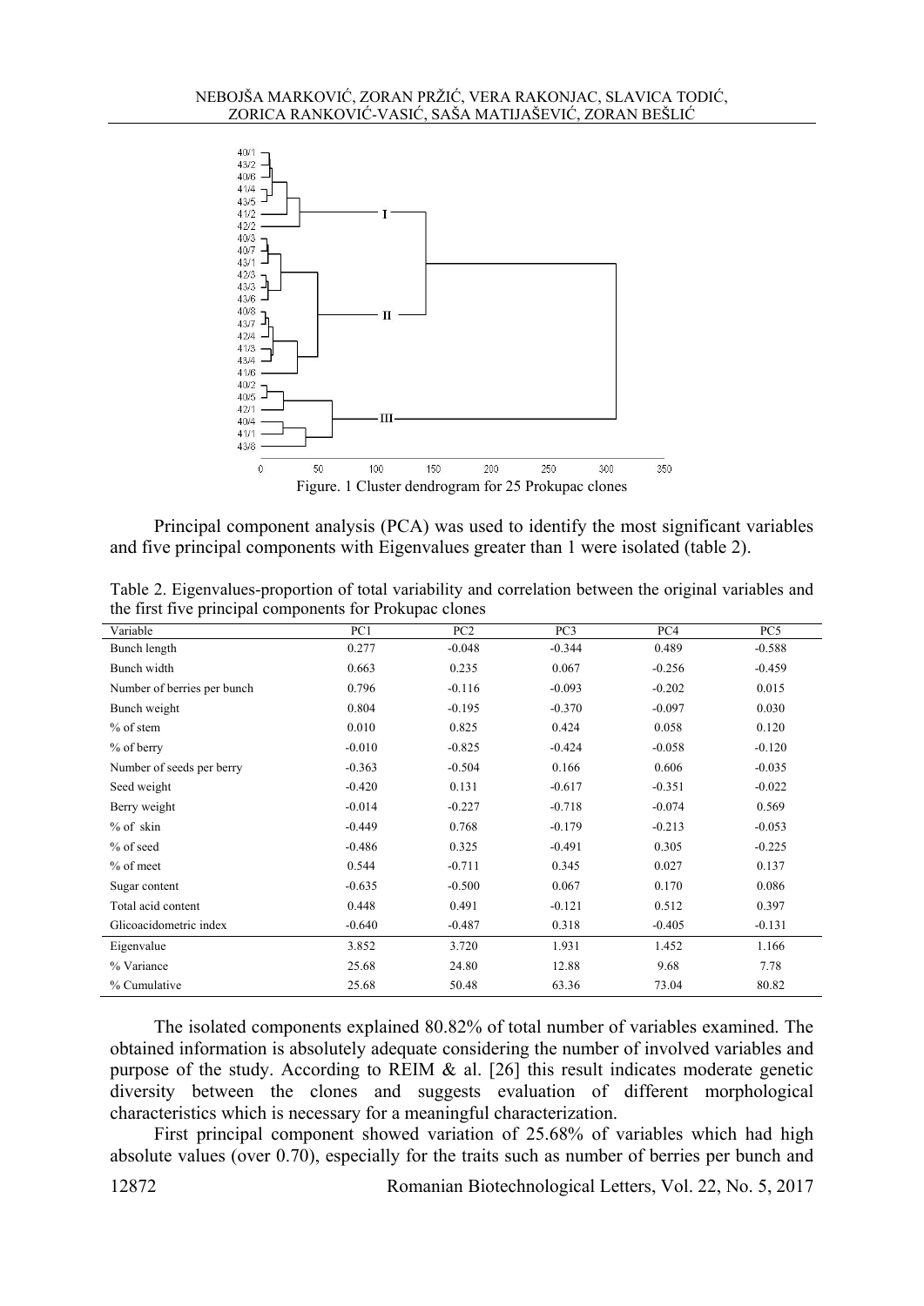Figure. 1 Cluster dendrogram for 25 Prokupac clones

Principal component analysis (PCA) was used to identify the most significant variables and five principal components with Eigenvalues greater than 1 were isolated (table 2).

Table 2. Eigenvalues-proportion of total variability and correlation between the original variables and the first five principal components for Prokupac clones

| Variable | PC1 | PC2 | PC3 | PC4 | PC5 |
|---|---|---|---|---|---|
| Bunch length | 0.277 | -0.048 | -0.344 | 0.489 | -0.588 |
| Bunch width | 0.663 | 0.235 | 0.067 | -0.256 | -0.459 |
| Number of berries per bunch | 0.796 | -0.116 | -0.093 | -0.202 | 0.015 |
| Bunch weight | 0.804 | -0.195 | -0.370 | -0.097 | 0.030 |
| % of stem | 0.010 | 0.825 | 0.424 | 0.058 | 0.120 |
| % of berry | -0.010 | -0.825 | -0.424 | -0.058 | -0.120 |
| Number of seeds per berry | -0.363 | -0.504 | 0.166 | 0.606 | -0.035 |
| Seed weight | -0.420 | 0.131 | -0.617 | -0.351 | -0.022 |
| Berry weight | -0.014 | -0.227 | -0.718 | -0.074 | 0.569 |
| % of skin | -0.449 | 0.768 | -0.179 | -0.213 | -0.053 |
| % of seed | -0.486 | 0.325 | -0.491 | 0.305 | -0.225 |
| % of meet | 0.544 | -0.711 | 0.345 | 0.027 | 0.137 |
| Sugar content | -0.635 | -0.500 | 0.067 | 0.170 | 0.086 |
| Total acid content | 0.448 | 0.491 | -0.121 | 0.512 | 0.397 |
| Glicoacidometric index | -0.640 | -0.487 | 0.318 | -0.405 | -0.131 |
| Eigenvalue | 3.852 | 3.720 | 1.931 | 1.452 | 1.166 |
| % Variance | 25.68 | 24.80 | 12.88 | 9.68 | 7.78 |
| % Cumulative | 25.68 | 50.48 | 63.36 | 73.04 | 80.82 |

The isolated components explained 80.82% of total number of variables examined. The obtained information is absolutely adequate considering the number of involved variables and purpose of the study. According to REIM & al. [26] this result indicates moderate genetic diversity between the clones and suggests evaluation of different morphological characteristics which is necessary for a meaningful characterization.

First principal component showed variation of 25.68% of variables which had high absolute values (over 0.70), especially for the traits such as number of berries per bunch and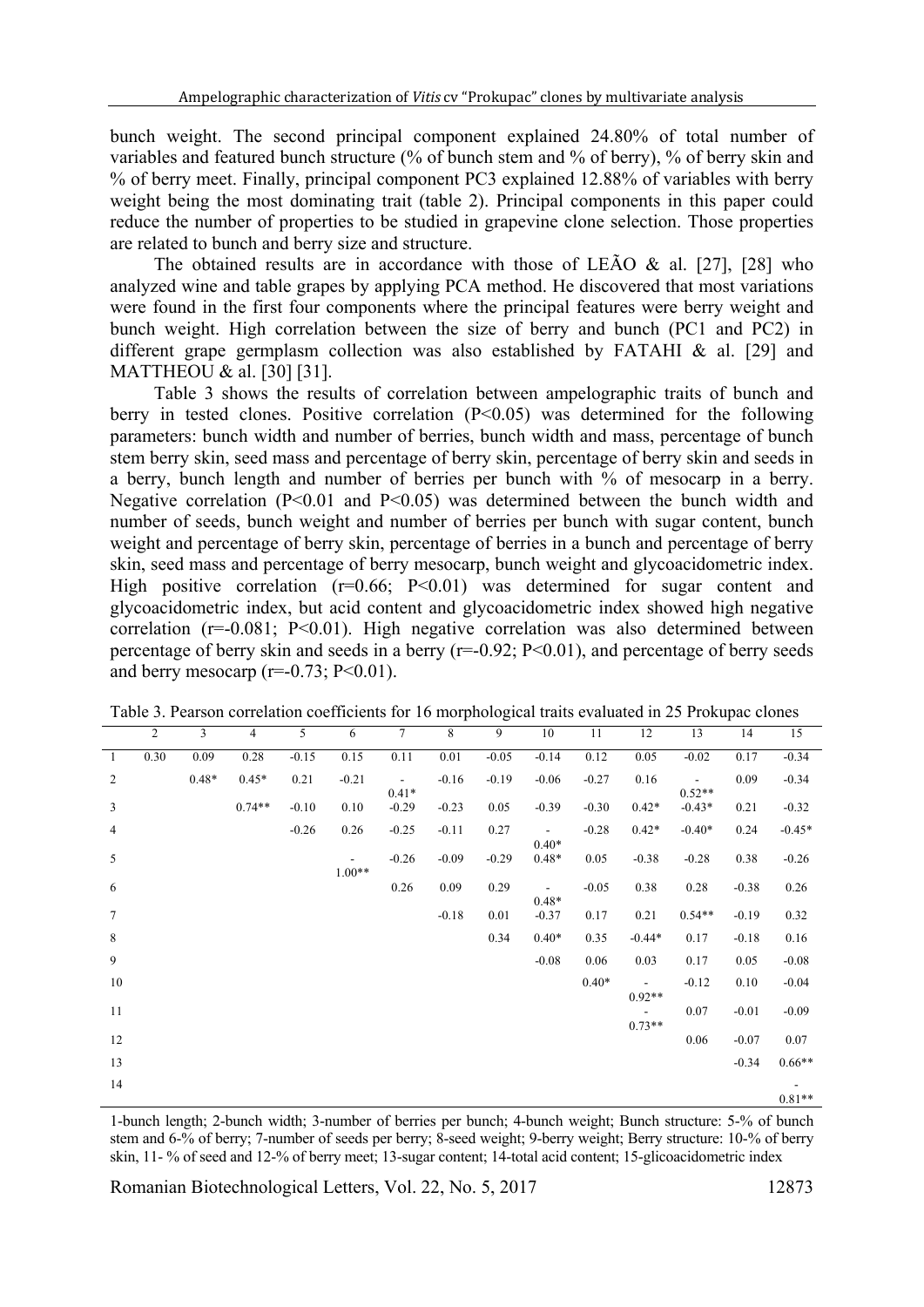bunch weight. The second principal component explained 24.80% of total number of variables and featured bunch structure (% of bunch stem and % of berry), % of berry skin and % of berry meet. Finally, principal component PC3 explained 12.88% of variables with berry weight being the most dominating trait (table 2). Principal components in this paper could reduce the number of properties to be studied in grapevine clone selection. Those properties are related to bunch and berry size and structure.

The obtained results are in accordance with those of LEÃO & al. [27], [28] who analyzed wine and table grapes by applying PCA method. He discovered that most variations were found in the first four components where the principal features were berry weight and bunch weight. High correlation between the size of berry and bunch (PC1 and PC2) in different grape germplasm collection was also established by FATAHI & al. [29] and MATTHEOU & al. [30] [31].

Table 3 shows the results of correlation between ampelographic traits of bunch and berry in tested clones. Positive correlation ($P<0.05$) was determined for the following parameters: bunch width and number of berries, bunch width and mass, percentage of bunch stem berry skin, seed mass and percentage of berry skin, percentage of berry skin and seeds in a berry, bunch length and number of berries per bunch with % of mesocarp in a berry. Negative correlation ($P<0.01$ and $P<0.05$) was determined between the bunch width and number of seeds, bunch weight and number of berries per bunch with sugar content, bunch weight and percentage of berry skin, percentage of berries in a bunch and percentage of berry skin, seed mass and percentage of berry mesocarp, bunch weight and glycoacidometric index. High positive correlation ($r=0.66$; $P<0.01$) was determined for sugar content and glycoacidometric index, but acid content and glycoacidometric index showed high negative correlation ($r=-0.081$; $P<0.01$). High negative correlation was also determined between percentage of berry skin and seeds in a berry ($r=-0.92$; $P<0.01$), and percentage of berry seeds and berry mesocarp ($r=-0.73$; $P<0.01$).

Table 3. Pearson correlation coefficients for 16 morphological traits evaluated in 25 Prokupac clones

| | 2 | 3 | 4 | 5 | 6 | 7 | 8 | 9 | 10 | 11 | 12 | 13 | 14 | 15 |
|---|---|---|---|---|---|---|---|---|---|---|---|---|---|---|
| 1 | 0.30 | 0.09 | 0.28 | -0.15 | 0.15 | 0.11 | 0.01 | -0.05 | -0.14 | 0.12 | 0.05 | -0.02 | 0.17 | -0.34 |
| 2 | | 0.48* | 0.45* | 0.21 | -0.21 | -0.41* | -0.16 | -0.19 | -0.06 | -0.27 | 0.16 | -0.52** | 0.09 | -0.34 |
| 3 | | | 0.74** | -0.10 | 0.10 | -0.29 | -0.23 | 0.05 | -0.39 | -0.30 | 0.42* | -0.43* | 0.21 | -0.32 |
| 4 | | | | -0.26 | 0.26 | -0.25 | -0.11 | 0.27 | -0.40* | -0.28 | 0.42* | -0.40* | 0.24 | -0.45* |
| 5 | | | | | -1.00** | -0.26 | -0.09 | -0.29 | 0.48* | 0.05 | -0.38 | -0.28 | 0.38 | -0.26 |
| 6 | | | | | | 0.26 | 0.09 | 0.29 | -0.48* | -0.05 | 0.38 | 0.28 | -0.38 | 0.26 |
| 7 | | | | | | | -0.18 | 0.01 | -0.37 | 0.17 | 0.21 | 0.54** | -0.19 | 0.32 |
| 8 | | | | | | | | 0.34 | 0.40* | 0.35 | -0.44* | 0.17 | -0.18 | 0.16 |
| 9 | | | | | | | | | -0.08 | 0.06 | 0.03 | 0.17 | 0.05 | -0.08 |
| 10 | | | | | | | | | | 0.40* | -0.92** | -0.12 | 0.10 | -0.04 |
| 11 | | | | | | | | | | | -0.73** | 0.07 | -0.01 | -0.09 |
| 12 | | | | | | | | | | | | 0.06 | -0.07 | 0.07 |
| 13 | | | | | | | | | | | | | -0.34 | 0.66** |
| 14 | | | | | | | | | | | | | | -0.81** |

1-bunch length; 2-bunch width; 3-number of berries per bunch; 4-bunch weight; Bunch structure: 5-% of bunch stem and 6-% of berry; 7-number of seeds per berry; 8-seed weight; 9-berry weight; Berry structure: 10-% of berry skin, 11- % of seed and 12-% of berry meet; 13-sugar content; 14-total acid content; 15-glicoacidometric index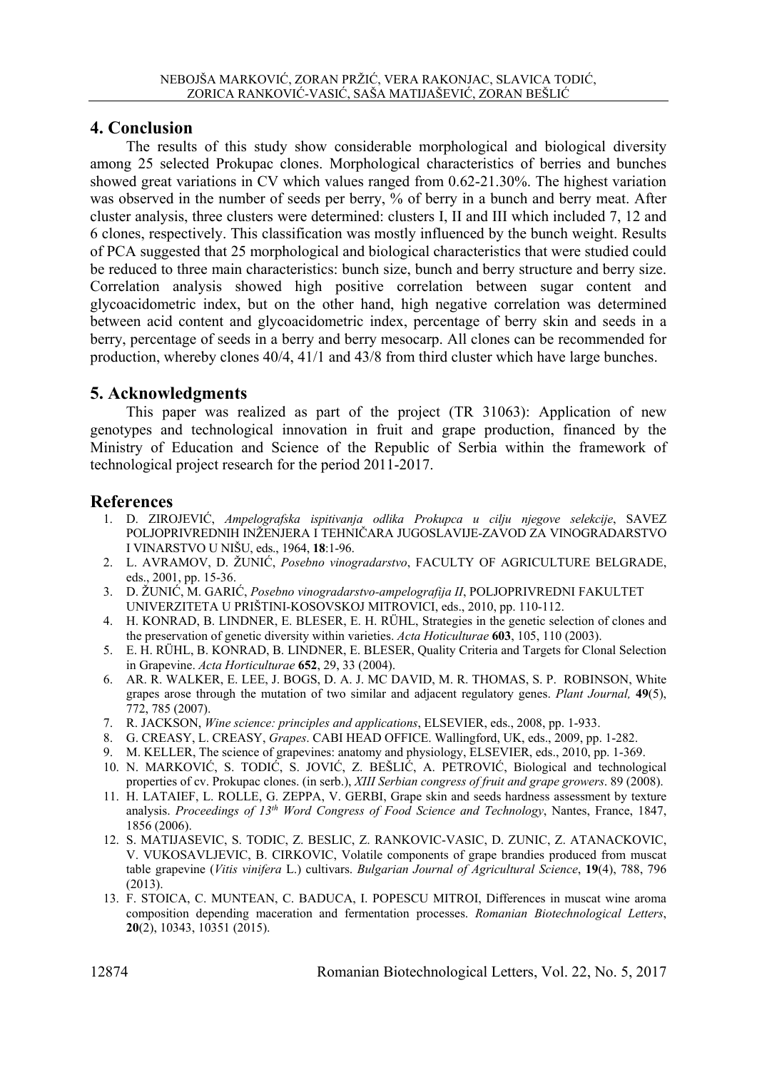## 4. Conclusion

The results of this study show considerable morphological and biological diversity among 25 selected Prokupac clones. Morphological characteristics of berries and bunches showed great variations in CV which values ranged from 0.62-21.30%. The highest variation was observed in the number of seeds per berry, % of berry in a bunch and berry meat. After cluster analysis, three clusters were determined: clusters I, II and III which included 7, 12 and 6 clones, respectively. This classification was mostly influenced by the bunch weight. Results of PCA suggested that 25 morphological and biological characteristics that were studied could be reduced to three main characteristics: bunch size, bunch and berry structure and berry size. Correlation analysis showed high positive correlation between sugar content and glycoacidometric index, but on the other hand, high negative correlation was determined between acid content and glycoacidometric index, percentage of berry skin and seeds in a berry, percentage of seeds in a berry and berry mesocarp. All clones can be recommended for production, whereby clones 40/4, 41/1 and 43/8 from third cluster which have large bunches.

## 5. Acknowledgments

This paper was realized as part of the project (TR 31063): Application of new genotypes and technological innovation in fruit and grape production, financed by the Ministry of Education and Science of the Republic of Serbia within the framework of technological project research for the period 2011-2017.

## References

1. D. ZIROJEVIĆ, *Ampelografska ispitivanja odlika Prokupca u cilju njegove selekcije*, SAVEZ POLJOPRIVREDNIH INŽENJERA I TEHNIČARA JUGOSLAVIJE-ZAVOD ZA VINOGRADARSTVO I VINARSTVO U NIŠU, eds., 1964, **18**:1-96.
2. L. AVRAMOV, D. ŽUNIĆ, *Posebno vinogradarstvo*, FACULTY OF AGRICULTURE BELGRADE, eds., 2001, pp. 15-36.
3. D. ŽUNIĆ, M. GARIĆ, *Posebno vinogradarstvo-ampelografija II*, POLJOPRIVREDNI FAKULTET UNIVERZITETA U PRIŠTINI-KOSOVSKOJ MITROVICI, eds., 2010, pp. 110-112.
4. H. KONRAD, B. LINDNER, E. BLESER, E. H. RÜHL, Strategies in the genetic selection of clones and the preservation of genetic diversity within varieties. *Acta Hoticulturae* **603**, 105, 110 (2003).
5. E. H. RÜHL, B. KONRAD, B. LINDNER, E. BLESER, Quality Criteria and Targets for Clonal Selection in Grapevine. *Acta Horticulturae* **652**, 29, 33 (2004).
6. AR. R. WALKER, E. LEE, J. BOGS, D. A. J. MC DAVID, M. R. THOMAS, S. P. ROBINSON, White grapes arose through the mutation of two similar and adjacent regulatory genes. *Plant Journal,* **49**(5), 772, 785 (2007).
7. R. JACKSON, *Wine science: principles and applications*, ELSEVIER, eds., 2008, pp. 1-933.
8. G. CREASY, L. CREASY, *Grapes*. CABI HEAD OFFICE. Wallingford, UK, eds., 2009, pp. 1-282.
9. M. KELLER, The science of grapevines: anatomy and physiology, ELSEVIER, eds., 2010, pp. 1-369.
10. N. MARKOVIĆ, S. TODIĆ, S. JOVIĆ, Z. BEŠLIĆ, A. PETROVIĆ, Biological and technological properties of cv. Prokupac clones. (in serb.), *XIII Serbian congress of fruit and grape growers*. 89 (2008).
11. H. LATAIEF, L. ROLLE, G. ZEPPA, V. GERBI, Grape skin and seeds hardness assessment by texture analysis. *Proceedings of 13th Word Congress of Food Science and Technology*, Nantes, France, 1847, 1856 (2006).
12. S. MATIJASEVIC, S. TODIC, Z. BESLIC, Z. RANKOVIC-VASIC, D. ZUNIC, Z. ATANACKOVIC, V. VUKOSAVLJEVIC, B. CIRKOVIC, Volatile components of grape brandies produced from muscat table grapevine (*Vitis vinifera* L.) cultivars. *Bulgarian Journal of Agricultural Science*, **19**(4), 788, 796 (2013).
13. F. STOICA, C. MUNTEAN, C. BADUCA, I. POPESCU MITROI, Differences in muscat wine aroma composition depending maceration and fermentation processes. *Romanian Biotechnological Letters*, **20**(2), 10343, 10351 (2015).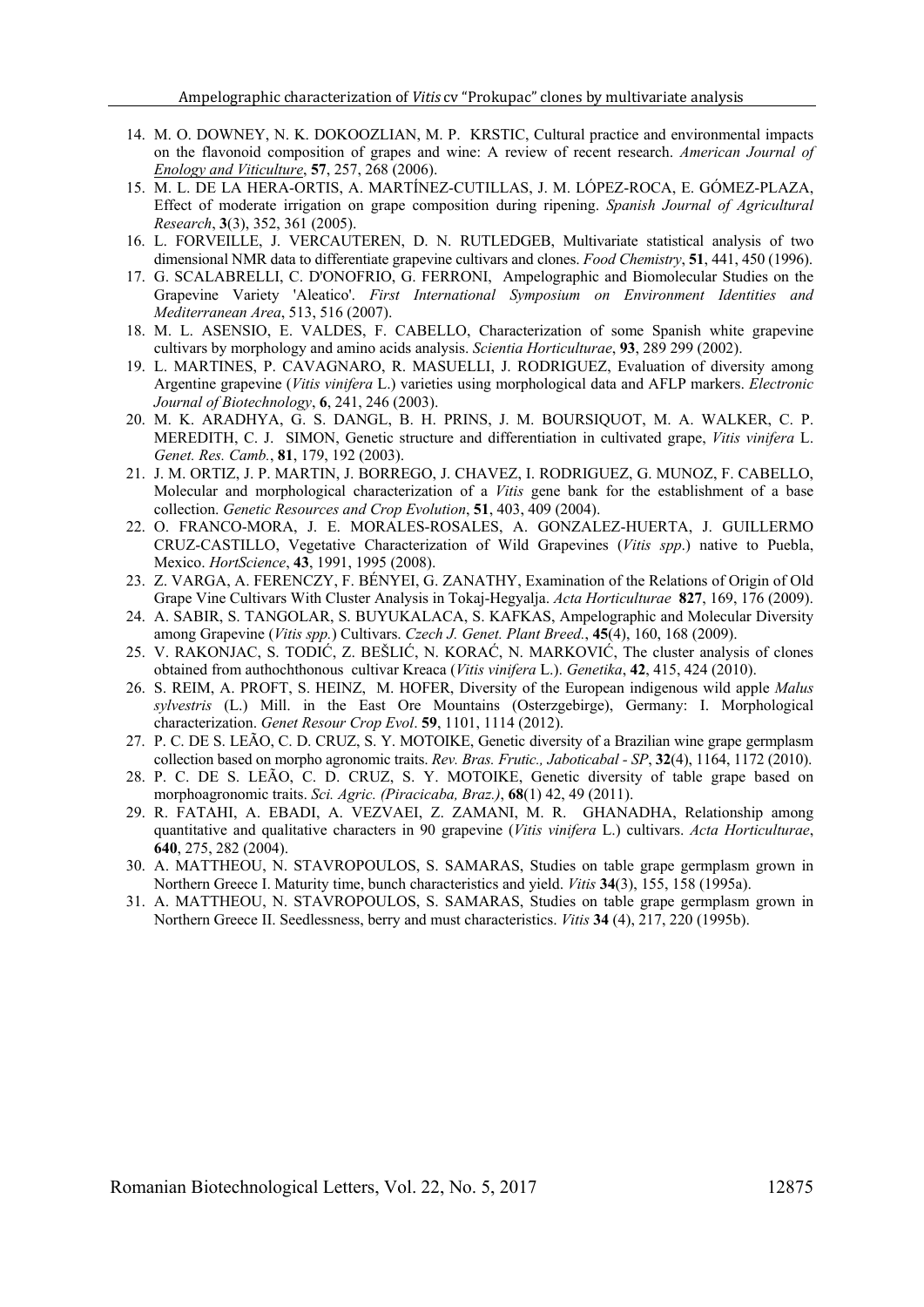14. M. O. DOWNEY, N. K. DOKOOZLIAN, M. P. KRSTIC, Cultural practice and environmental impacts on the flavonoid composition of grapes and wine: A review of recent research. *American Journal of Enology and Viticulture*, **57**, 257, 268 (2006).
15. M. L. DE LA HERA-ORTIS, A. MARTÍNEZ-CUTILLAS, J. M. LÓPEZ-ROCA, E. GÓMEZ-PLAZA, Effect of moderate irrigation on grape composition during ripening. *Spanish Journal of Agricultural Research*, **3**(3), 352, 361 (2005).
16. L. FORVEILLE, J. VERCAUTEREN, D. N. RUTLEDGEB, Multivariate statistical analysis of two dimensional NMR data to differentiate grapevine cultivars and clones. *Food Chemistry*, **51**, 441, 450 (1996).
17. G. SCALABRELLI, C. D'ONOFRIO, G. FERRONI, Ampelographic and Biomolecular Studies on the Grapevine Variety 'Aleatico'. *First International Symposium on Environment Identities and Mediterranean Area*, 513, 516 (2007).
18. M. L. ASENSIO, E. VALDES, F. CABELLO, Characterization of some Spanish white grapevine cultivars by morphology and amino acids analysis. *Scientia Horticulturae*, **93**, 289 299 (2002).
19. L. MARTINES, P. CAVAGNARO, R. MASUELLI, J. RODRIGUEZ, Evaluation of diversity among Argentine grapevine (*Vitis vinifera* L.) varieties using morphological data and AFLP markers. *Electronic Journal of Biotechnology*, **6**, 241, 246 (2003).
20. M. K. ARADHYA, G. S. DANGL, B. H. PRINS, J. M. BOURSIQUOT, M. A. WALKER, C. P. MEREDITH, C. J. SIMON, Genetic structure and differentiation in cultivated grape, *Vitis vinifera* L. *Genet. Res. Camb.*, **81**, 179, 192 (2003).
21. J. M. ORTIZ, J. P. MARTIN, J. BORREGO, J. CHAVEZ, I. RODRIGUEZ, G. MUNOZ, F. CABELLO, Molecular and morphological characterization of a *Vitis* gene bank for the establishment of a base collection. *Genetic Resources and Crop Evolution*, **51**, 403, 409 (2004).
22. O. FRANCO-MORA, J. E. MORALES-ROSALES, A. GONZALEZ-HUERTA, J. GUILLERMO CRUZ-CASTILLO, Vegetative Characterization of Wild Grapevines (*Vitis spp*.) native to Puebla, Mexico. *HortScience*, **43**, 1991, 1995 (2008).
23. Z. VARGA, A. FERENCZY, F. BÉNYEI, G. ZANATHY, Examination of the Relations of Origin of Old Grape Vine Cultivars With Cluster Analysis in Tokaj-Hegyalja. *Acta Horticulturae* **827**, 169, 176 (2009).
24. A. SABIR, S. TANGOLAR, S. BUYUKALACA, S. KAFKAS, Ampelographic and Molecular Diversity among Grapevine (*Vitis spp.*) Cultivars. *Czech J. Genet. Plant Breed.*, **45**(4), 160, 168 (2009).
25. V. RAKONJAC, S. TODIĆ, Z. BEŠLIĆ, N. KORAĆ, N. MARKOVIĆ, The cluster analysis of clones obtained from authochthonous cultivar Kreaca (*Vitis vinifera* L.). *Genetika*, **42**, 415, 424 (2010).
26. S. REIM, A. PROFT, S. HEINZ, M. HOFER, Diversity of the European indigenous wild apple *Malus sylvestris* (L.) Mill. in the East Ore Mountains (Osterzgebirge), Germany: I. Morphological characterization. *Genet Resour Crop Evol*. **59**, 1101, 1114 (2012).
27. P. C. DE S. LEÃO, C. D. CRUZ, S. Y. MOTOIKE, Genetic diversity of a Brazilian wine grape germplasm collection based on morpho agronomic traits. *Rev. Bras. Frutic., Jaboticabal - SP*, **32**(4), 1164, 1172 (2010).
28. P. C. DE S. LEÃO, C. D. CRUZ, S. Y. MOTOIKE, Genetic diversity of table grape based on morphoagronomic traits. *Sci. Agric. (Piracicaba, Braz.)*, **68**(1) 42, 49 (2011).
29. R. FATAHI, A. EBADI, A. VEZVAEI, Z. ZAMANI, M. R. GHANADHA, Relationship among quantitative and qualitative characters in 90 grapevine (*Vitis vinifera* L.) cultivars. *Acta Horticulturae*, **640**, 275, 282 (2004).
30. A. MATTHEOU, N. STAVROPOULOS, S. SAMARAS, Studies on table grape germplasm grown in Northern Greece I. Maturity time, bunch characteristics and yield. *Vitis* **34**(3), 155, 158 (1995a).
31. A. MATTHEOU, N. STAVROPOULOS, S. SAMARAS, Studies on table grape germplasm grown in Northern Greece II. Seedlessness, berry and must characteristics. *Vitis* **34** (4), 217, 220 (1995b).